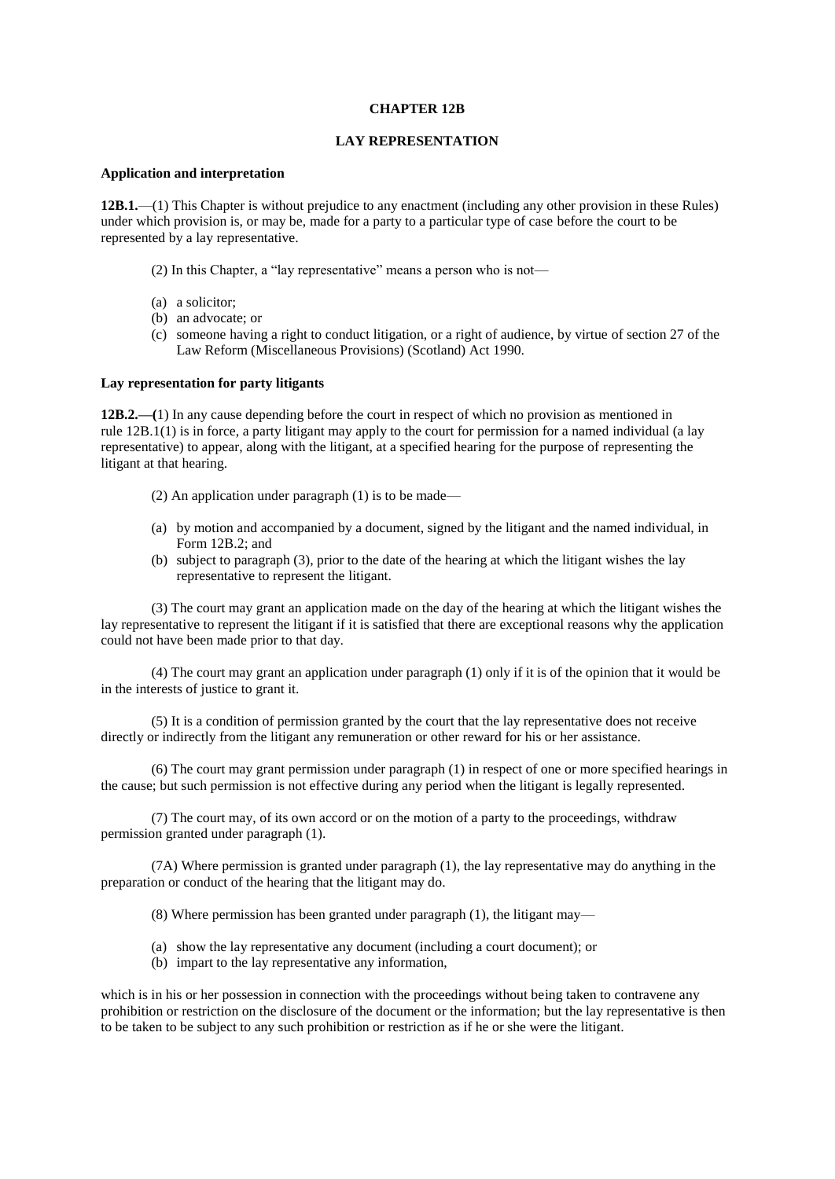# CHAPTER 12B

## LAY REPRESENTATION

### Application and interpretation

**12B.1.**—(1) This Chapter is without prejudice to any enactment (including any other provision in these Rules) under which provision is, or may be, made for a party to a particular type of case before the court to be represented by a lay representative.

(2) In this Chapter, a "lay representative" means a person who is not—

- (a) a solicitor;
- (b) an advocate; or
- (c) someone having a right to conduct litigation, or a right of audience, by virtue of section 27 of the Law Reform (Miscellaneous Provisions) (Scotland) Act 1990.

### Lay representation for party litigants

**12B.2.—(**1) In any cause depending before the court in respect of which no provision as mentioned in rule 12B.1(1) is in force, a party litigant may apply to the court for permission for a named individual (a lay representative) to appear, along with the litigant, at a specified hearing for the purpose of representing the litigant at that hearing.

(2) An application under paragraph (1) is to be made—

- (a) by motion and accompanied by a document, signed by the litigant and the named individual, in Form 12B.2; and
- (b) subject to paragraph (3), prior to the date of the hearing at which the litigant wishes the lay representative to represent the litigant.

(3) The court may grant an application made on the day of the hearing at which the litigant wishes the lay representative to represent the litigant if it is satisfied that there are exceptional reasons why the application could not have been made prior to that day.

(4) The court may grant an application under paragraph (1) only if it is of the opinion that it would be in the interests of justice to grant it.

(5) It is a condition of permission granted by the court that the lay representative does not receive directly or indirectly from the litigant any remuneration or other reward for his or her assistance.

(6) The court may grant permission under paragraph (1) in respect of one or more specified hearings in the cause; but such permission is not effective during any period when the litigant is legally represented.

(7) The court may, of its own accord or on the motion of a party to the proceedings, withdraw permission granted under paragraph (1).

(7A) Where permission is granted under paragraph (1), the lay representative may do anything in the preparation or conduct of the hearing that the litigant may do.

(8) Where permission has been granted under paragraph (1), the litigant may—

- (a) show the lay representative any document (including a court document); or
- (b) impart to the lay representative any information,

which is in his or her possession in connection with the proceedings without being taken to contravene any prohibition or restriction on the disclosure of the document or the information; but the lay representative is then to be taken to be subject to any such prohibition or restriction as if he or she were the litigant.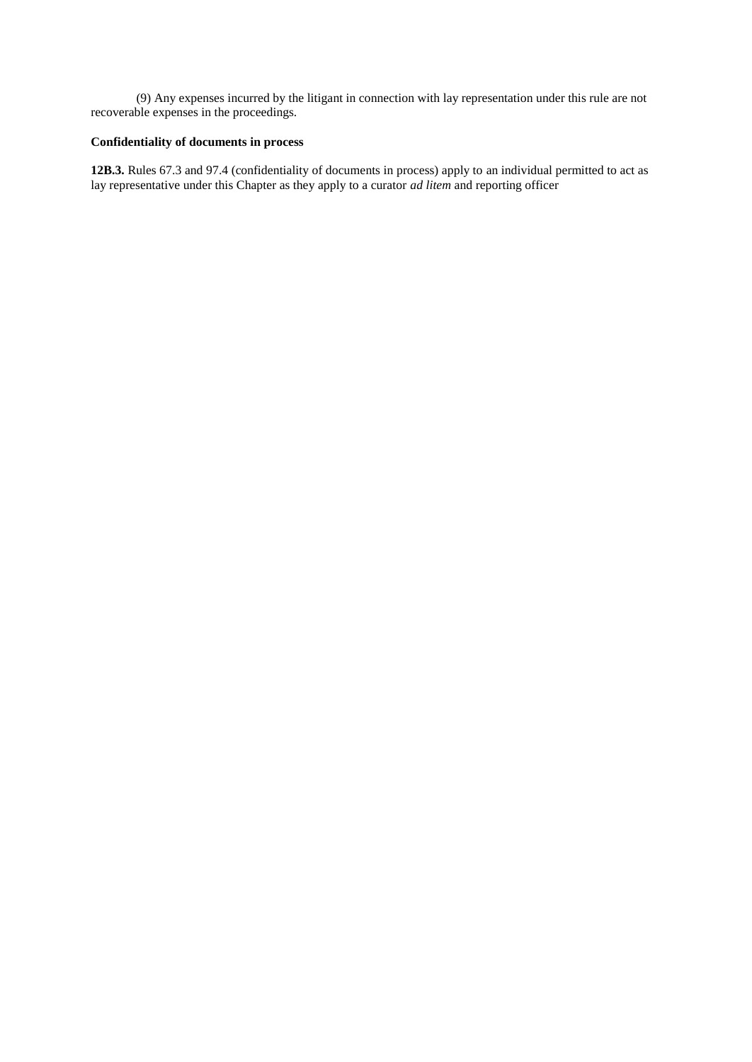(9) Any expenses incurred by the litigant in connection with lay representation under this rule are not recoverable expenses in the proceedings.

**Confidentiality of documents in process**

**12B.3.** Rules 67.3 and 97.4 (confidentiality of documents in process) apply to an individual permitted to act as lay representative under this Chapter as they apply to a curator *ad litem* and reporting officer